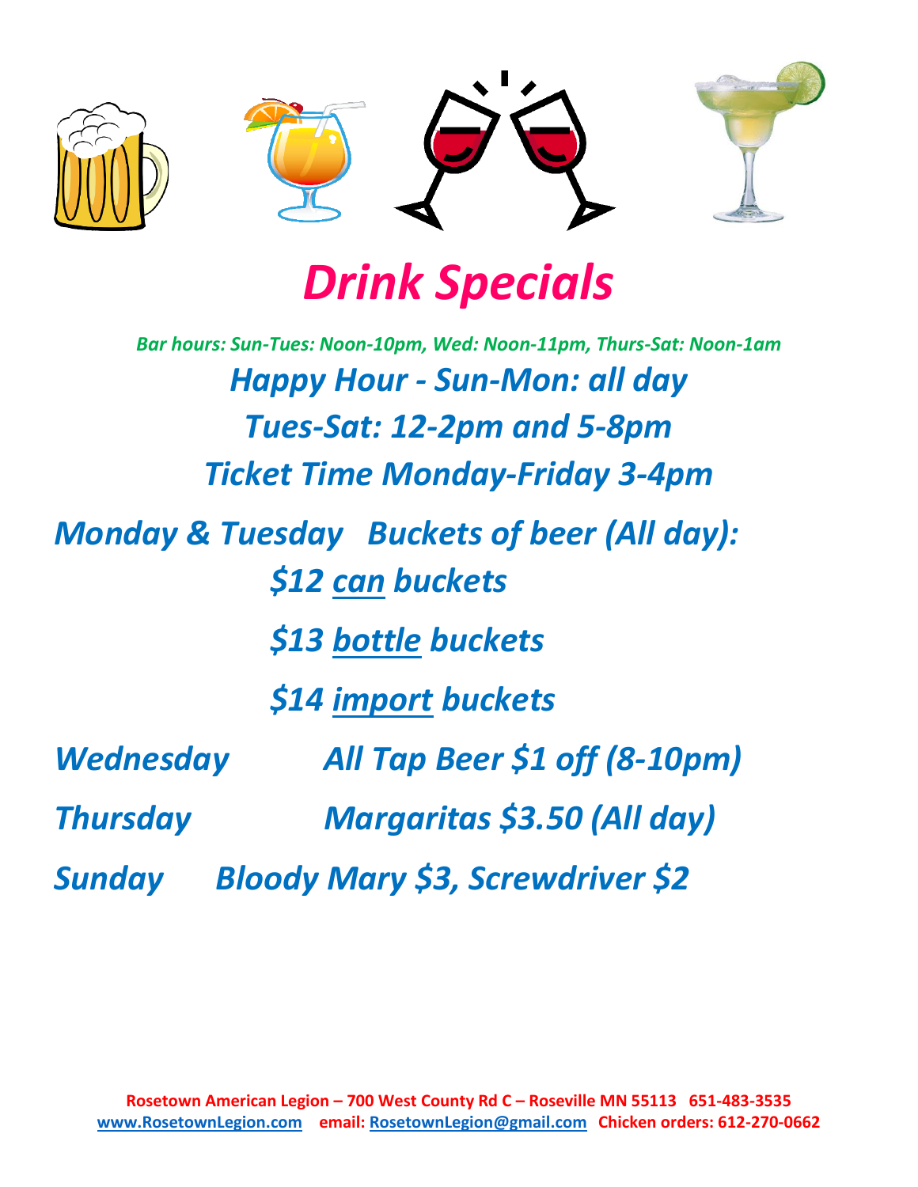# *Drink Specials*

***Bar hours: Sun-Tues: Noon-10pm, Wed: Noon-11pm, Thurs-Sat: Noon-1am***

***Happy Hour - Sun-Mon: all day***

***Tues-Sat: 12-2pm and 5-8pm***

***Ticket Time Monday-Friday 3-4pm***

***Monday & Tuesday Buckets of beer (All day):***

***$12 can buckets***

***$13 bottle buckets***

***$14 import buckets***

***Wednesday All Tap Beer $1 off (8-10pm)***

***Thursday Margaritas $3.50 (All day)***

***Sunday Bloody Mary $3, Screwdriver $2***

**Rosetown American Legion – 700 West County Rd C – Roseville MN 55113 651-483-3535**
**www.RosetownLegion.com email: RosetownLegion@gmail.com Chicken orders: 612-270-0662**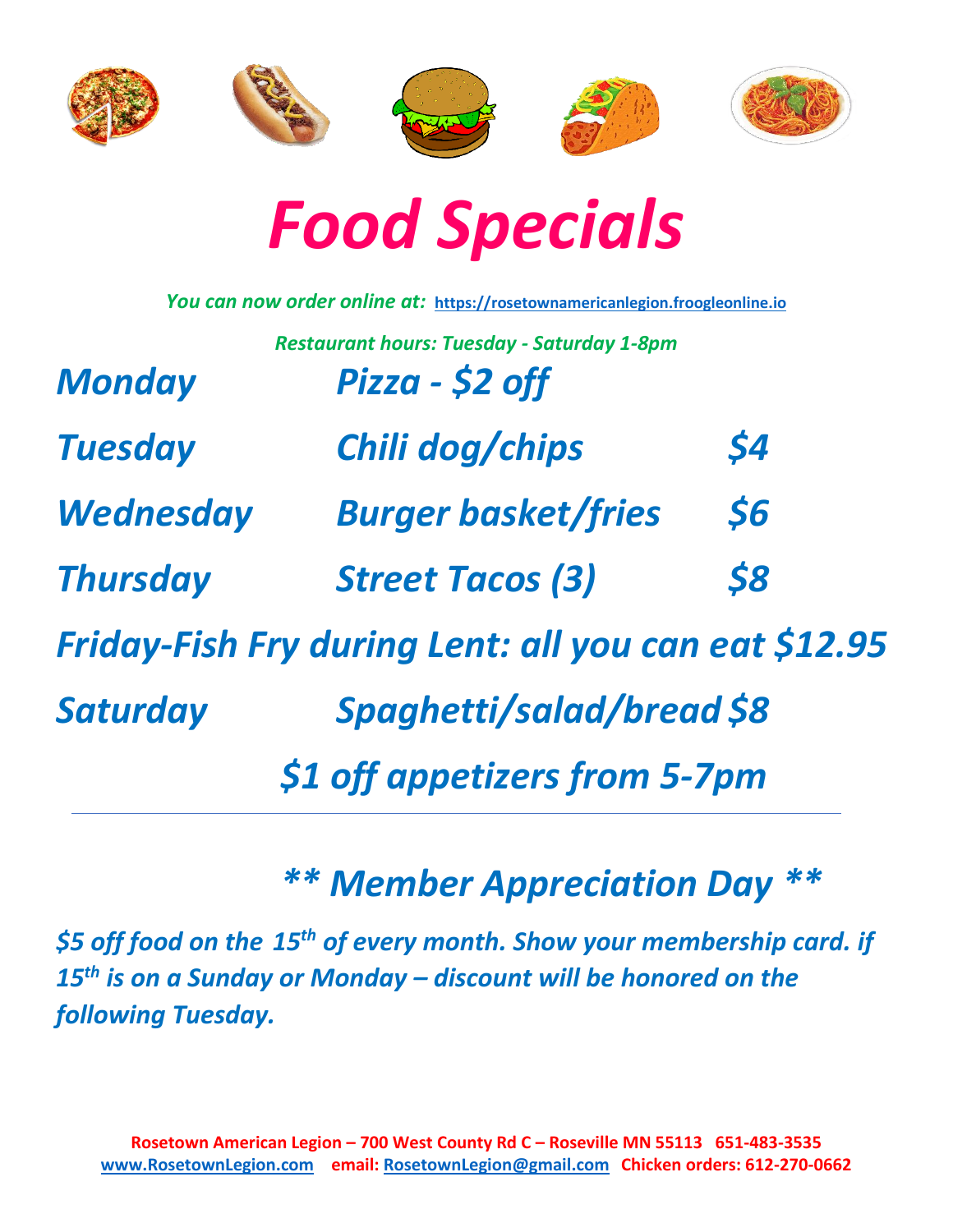# *Food Specials*

*You can now order online at:* https://rosetownamericanlegion.froogleonline.io

*Restaurant hours: Tuesday - Saturday 1-8pm*

| | | |
|---|---|---|
| ***Monday*** | ***Pizza - $2 off*** | |
| ***Tuesday*** | ***Chili dog/chips*** | ***$4*** |
| ***Wednesday*** | ***Burger basket/fries*** | ***$6*** |
| ***Thursday*** | ***Street Tacos (3)*** | ***$8*** |

***Friday-Fish Fry during Lent: all you can eat $12.95***

| | | |
|---|---|---|
| ***Saturday*** | ***Spaghetti/salad/bread*** | ***$8*** |

***$1 off appetizers from 5-7pm***

---

## *** Member Appreciation Day ***

***$5 off food on the 15th of every month. Show your membership card. if 15th is on a Sunday or Monday – discount will be honored on the following Tuesday.***

**Rosetown American Legion – 700 West County Rd C – Roseville MN 55113 651-483-3535**
**www.RosetownLegion.com email: RosetownLegion@gmail.com Chicken orders: 612-270-0662**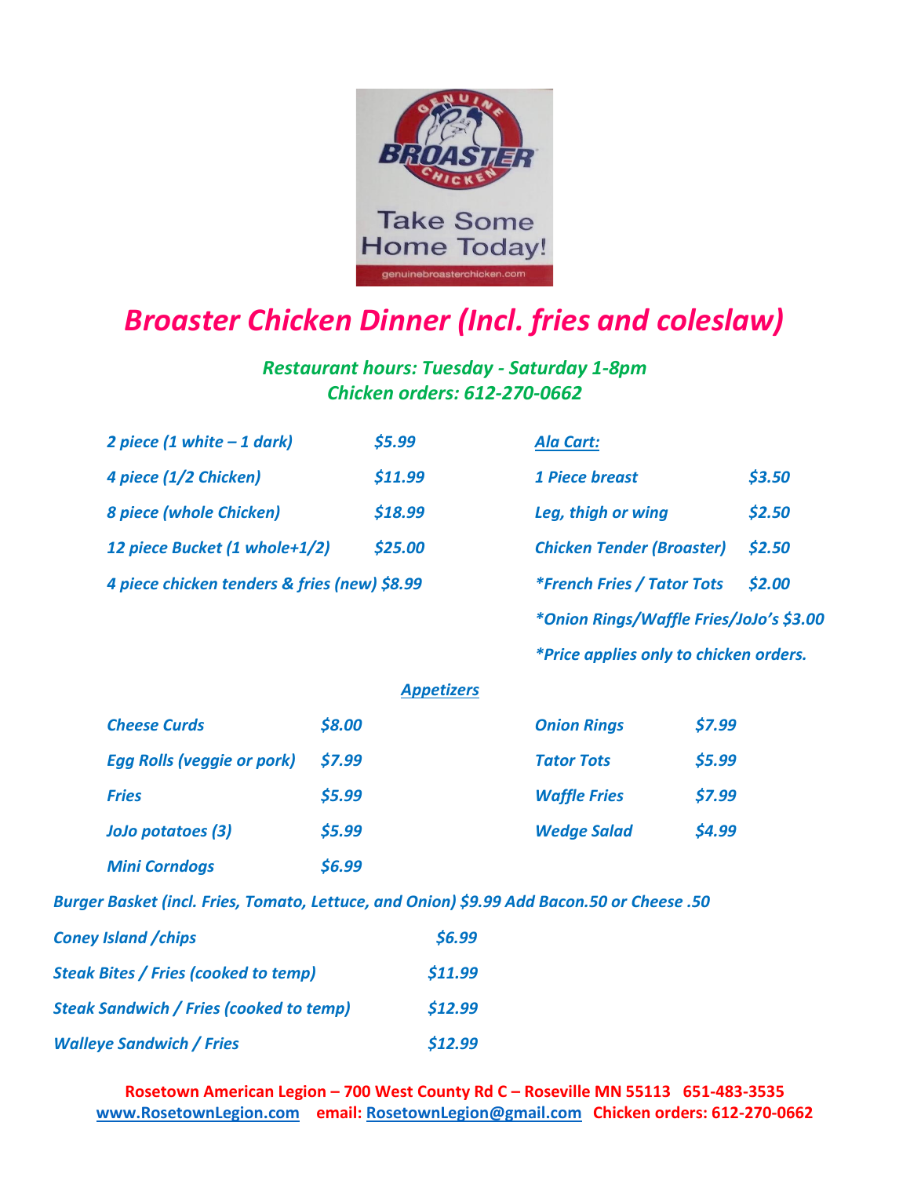# Broaster Chicken Dinner (Incl. fries and coleslaw)

**Restaurant hours: Tuesday - Saturday 1-8pm**
**Chicken orders: 612-270-0662**

| | |
|---|---|
| *2 piece (1 white – 1 dark)* | *$5.99* |
| *4 piece (1/2 Chicken)* | *$11.99* |
| *8 piece (whole Chicken)* | *$18.99* |
| *12 piece Bucket (1 whole+1/2)* | *$25.00* |
| *4 piece chicken tenders & fries (new)* | *$8.99* |

***Ala Cart:***

| | |
|---|---|
| *1 Piece breast* | *$3.50* |
| *Leg, thigh or wing* | *$2.50* |
| *Chicken Tender (Broaster)* | *$2.50* |
| *\*French Fries / Tator Tots* | *$2.00* |
| *\*Onion Rings/Waffle Fries/JoJo's* | *$3.00* |

*\*Price applies only to chicken orders.*

## Appetizers

| | |
|---|---|
| *Cheese Curds* | *$8.00* |
| *Egg Rolls (veggie or pork)* | *$7.99* |
| *Fries* | *$5.99* |
| *JoJo potatoes (3)* | *$5.99* |
| *Mini Corndogs* | *$6.99* |
| *Onion Rings* | *$7.99* |
| *Tator Tots* | *$5.99* |
| *Waffle Fries* | *$7.99* |
| *Wedge Salad* | *$4.99* |

*Burger Basket (incl. Fries, Tomato, Lettuce, and Onion) $9.99 Add Bacon.50 or Cheese .50*

| | |
|---|---|
| *Coney Island /chips* | *$6.99* |
| *Steak Bites / Fries (cooked to temp)* | *$11.99* |
| *Steak Sandwich / Fries (cooked to temp)* | *$12.99* |
| *Walleye Sandwich / Fries* | *$12.99* |

**Rosetown American Legion – 700 West County Rd C – Roseville MN 55113 651-483-3535**
**www.RosetownLegion.com email: RosetownLegion@gmail.com Chicken orders: 612-270-0662**